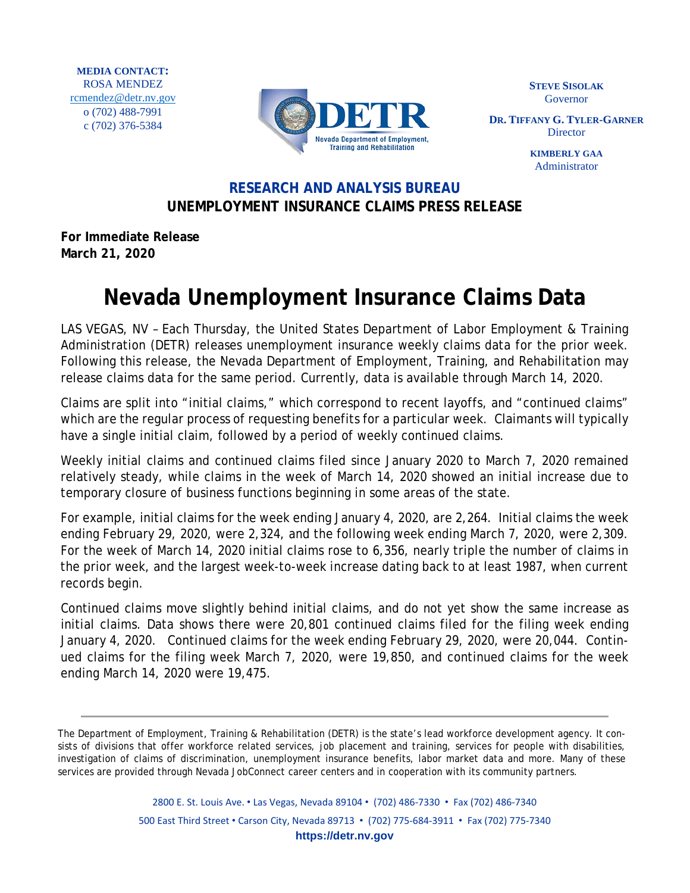**MEDIA CONTACT:**
ROSA MENDEZ
rcmendez@detr.nv.gov
o (702) 488-7991
c (702) 376-5384

**STEVE SISOLAK**
Governor

**DR. TIFFANY G. TYLER-GARNER**
Director

**KIMBERLY GAA**
Administrator

## RESEARCH AND ANALYSIS BUREAU
## UNEMPLOYMENT INSURANCE CLAIMS PRESS RELEASE

**For Immediate Release**
**March 21, 2020**

# Nevada Unemployment Insurance Claims Data

LAS VEGAS, NV – Each Thursday, the United States Department of Labor Employment & Training Administration (DETR) releases unemployment insurance weekly claims data for the prior week. Following this release, the Nevada Department of Employment, Training, and Rehabilitation may release claims data for the same period. Currently, data is available through March 14, 2020.

Claims are split into "initial claims," which correspond to recent layoffs, and "continued claims" which are the regular process of requesting benefits for a particular week. Claimants will typically have a single initial claim, followed by a period of weekly continued claims.

Weekly initial claims and continued claims filed since January 2020 to March 7, 2020 remained relatively steady, while claims in the week of March 14, 2020 showed an initial increase due to temporary closure of business functions beginning in some areas of the state.

For example, initial claims for the week ending January 4, 2020, are 2,264. Initial claims the week ending February 29, 2020, were 2,324, and the following week ending March 7, 2020, were 2,309. For the week of March 14, 2020 initial claims rose to 6,356, nearly triple the number of claims in the prior week, and the largest week-to-week increase dating back to at least 1987, when current records begin.

Continued claims move slightly behind initial claims, and do not yet show the same increase as initial claims. Data shows there were 20,801 continued claims filed for the filing week ending January 4, 2020. Continued claims for the week ending February 29, 2020, were 20,044. Continued claims for the filing week March 7, 2020, were 19,850, and continued claims for the week ending March 14, 2020 were 19,475.

---

The Department of Employment, Training & Rehabilitation (DETR) is the state's lead workforce development agency. It consists of divisions that offer workforce related services, job placement and training, services for people with disabilities, investigation of claims of discrimination, unemployment insurance benefits, labor market data and more. Many of these services are provided through Nevada JobConnect career centers and in cooperation with its community partners.

2800 E. St. Louis Ave. • Las Vegas, Nevada 89104 • (702) 486-7330 • Fax (702) 486-7340
500 East Third Street • Carson City, Nevada 89713 • (702) 775-684-3911 • Fax (702) 775-7340
**https://detr.nv.gov**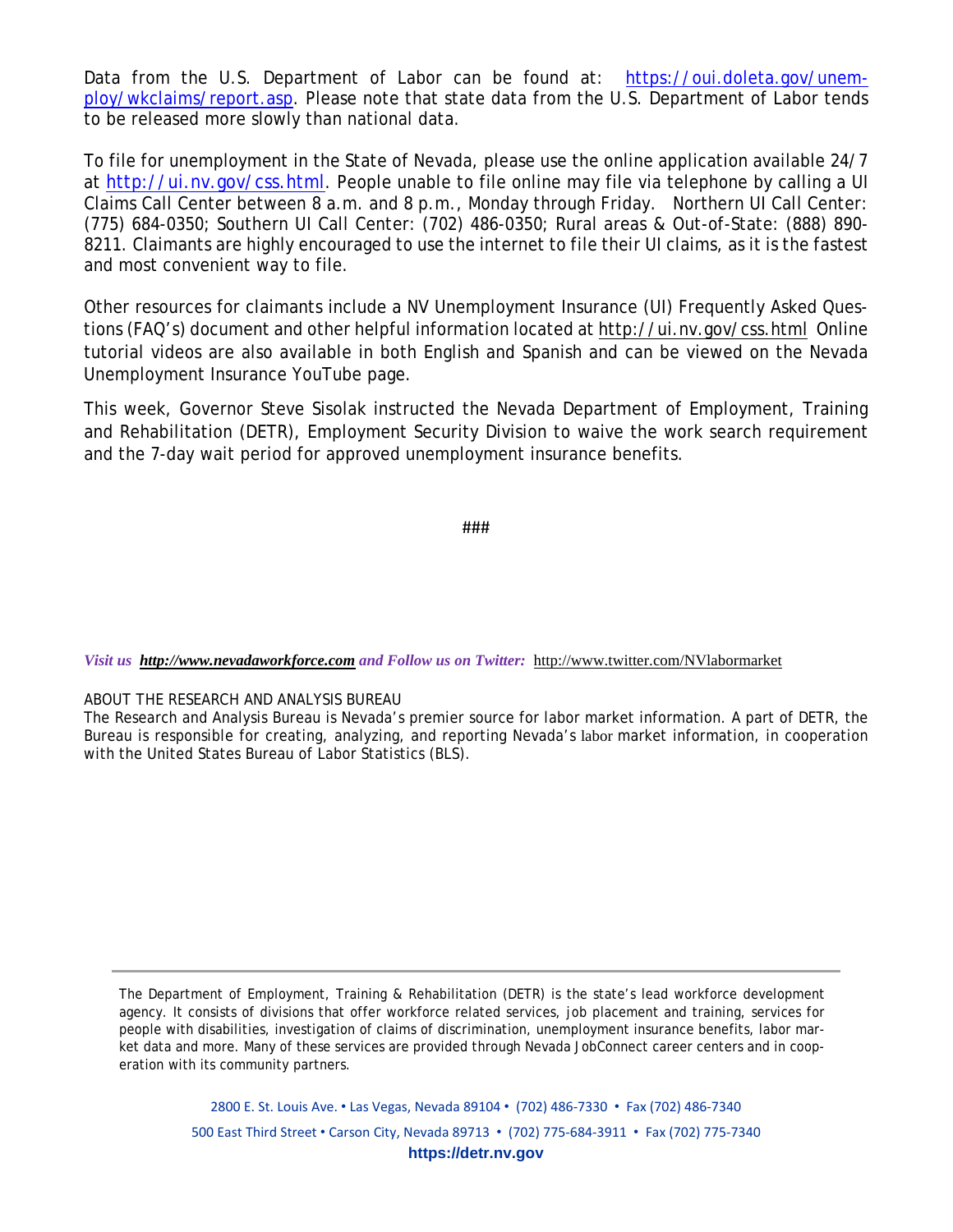Data from the U.S. Department of Labor can be found at: https://oui.doleta.gov/unemploy/wkclaims/report.asp. Please note that state data from the U.S. Department of Labor tends to be released more slowly than national data.

To file for unemployment in the State of Nevada, please use the online application available 24/7 at http://ui.nv.gov/css.html. People unable to file online may file via telephone by calling a UI Claims Call Center between 8 a.m. and 8 p.m., Monday through Friday. Northern UI Call Center: (775) 684-0350; Southern UI Call Center: (702) 486-0350; Rural areas & Out-of-State: (888) 890-8211. Claimants are highly encouraged to use the internet to file their UI claims, as it is the fastest and most convenient way to file.

Other resources for claimants include a NV Unemployment Insurance (UI) Frequently Asked Questions (FAQ's) document and other helpful information located at http://ui.nv.gov/css.html Online tutorial videos are also available in both English and Spanish and can be viewed on the Nevada Unemployment Insurance YouTube page.

This week, Governor Steve Sisolak instructed the Nevada Department of Employment, Training and Rehabilitation (DETR), Employment Security Division to waive the work search requirement and the 7-day wait period for approved unemployment insurance benefits.

###

*Visit us* ***http://www.nevadaworkforce.com*** *and Follow us on Twitter:* http://www.twitter.com/NVlabormarket

ABOUT THE RESEARCH AND ANALYSIS BUREAU
The Research and Analysis Bureau is Nevada's premier source for labor market information. A part of DETR, the Bureau is responsible for creating, analyzing, and reporting Nevada's labor market information, in cooperation with the United States Bureau of Labor Statistics (BLS).

---

The Department of Employment, Training & Rehabilitation (DETR) is the state's lead workforce development agency. It consists of divisions that offer workforce related services, job placement and training, services for people with disabilities, investigation of claims of discrimination, unemployment insurance benefits, labor market data and more. Many of these services are provided through Nevada JobConnect career centers and in cooperation with its community partners.

2800 E. St. Louis Ave. • Las Vegas, Nevada 89104 • (702) 486-7330 • Fax (702) 486-7340

500 East Third Street • Carson City, Nevada 89713 • (702) 775-684-3911 • Fax (702) 775-7340

**https://detr.nv.gov**